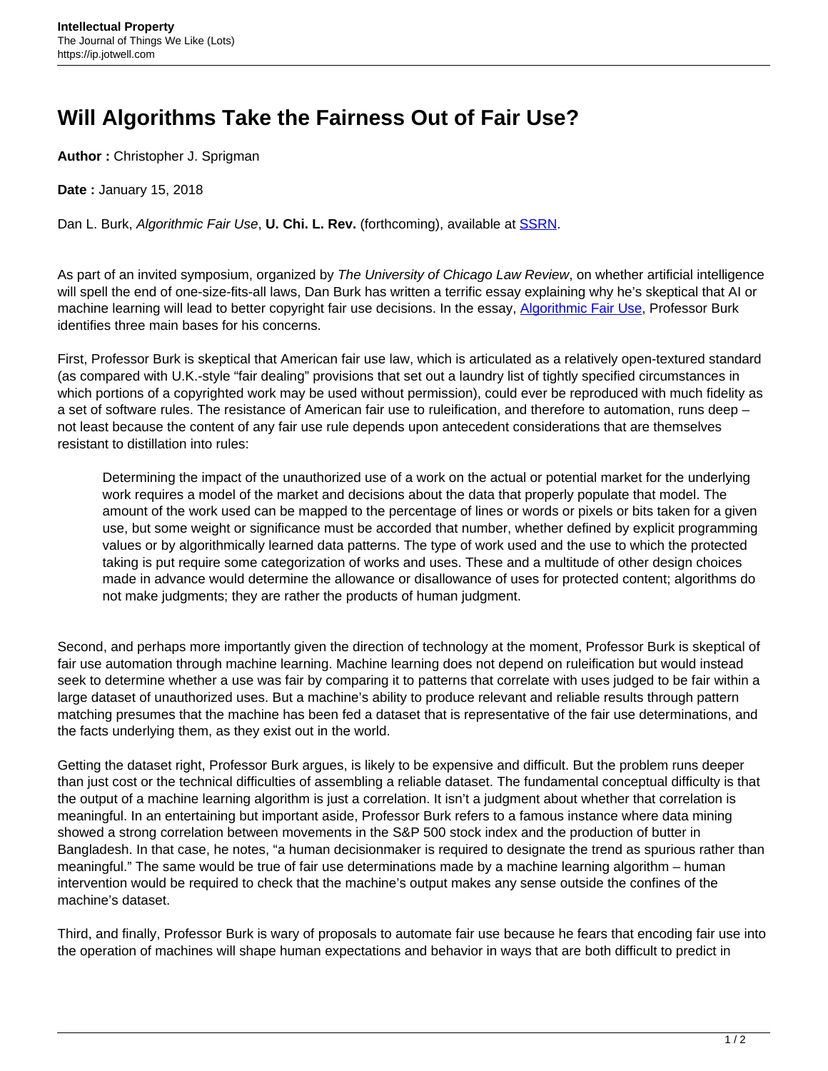# Will Algorithms Take the Fairness Out of Fair Use?

**Author :** Christopher J. Sprigman

**Date :** January 15, 2018

Dan L. Burk, *Algorithmic Fair Use*, **U. Chi. L. Rev.** (forthcoming), available at [SSRN](SSRN).

As part of an invited symposium, organized by *The University of Chicago Law Review*, on whether artificial intelligence will spell the end of one-size-fits-all laws, Dan Burk has written a terrific essay explaining why he's skeptical that AI or machine learning will lead to better copyright fair use decisions. In the essay, [Algorithmic Fair Use](Algorithmic Fair Use), Professor Burk identifies three main bases for his concerns.

First, Professor Burk is skeptical that American fair use law, which is articulated as a relatively open-textured standard (as compared with U.K.-style "fair dealing" provisions that set out a laundry list of tightly specified circumstances in which portions of a copyrighted work may be used without permission), could ever be reproduced with much fidelity as a set of software rules. The resistance of American fair use to ruleification, and therefore to automation, runs deep – not least because the content of any fair use rule depends upon antecedent considerations that are themselves resistant to distillation into rules:

> Determining the impact of the unauthorized use of a work on the actual or potential market for the underlying work requires a model of the market and decisions about the data that properly populate that model. The amount of the work used can be mapped to the percentage of lines or words or pixels or bits taken for a given use, but some weight or significance must be accorded that number, whether defined by explicit programming values or by algorithmically learned data patterns. The type of work used and the use to which the protected taking is put require some categorization of works and uses. These and a multitude of other design choices made in advance would determine the allowance or disallowance of uses for protected content; algorithms do not make judgments; they are rather the products of human judgment.

Second, and perhaps more importantly given the direction of technology at the moment, Professor Burk is skeptical of fair use automation through machine learning. Machine learning does not depend on ruleification but would instead seek to determine whether a use was fair by comparing it to patterns that correlate with uses judged to be fair within a large dataset of unauthorized uses. But a machine's ability to produce relevant and reliable results through pattern matching presumes that the machine has been fed a dataset that is representative of the fair use determinations, and the facts underlying them, as they exist out in the world.

Getting the dataset right, Professor Burk argues, is likely to be expensive and difficult. But the problem runs deeper than just cost or the technical difficulties of assembling a reliable dataset. The fundamental conceptual difficulty is that the output of a machine learning algorithm is just a correlation. It isn't a judgment about whether that correlation is meaningful. In an entertaining but important aside, Professor Burk refers to a famous instance where data mining showed a strong correlation between movements in the S&P 500 stock index and the production of butter in Bangladesh. In that case, he notes, "a human decisionmaker is required to designate the trend as spurious rather than meaningful." The same would be true of fair use determinations made by a machine learning algorithm – human intervention would be required to check that the machine's output makes any sense outside the confines of the machine's dataset.

Third, and finally, Professor Burk is wary of proposals to automate fair use because he fears that encoding fair use into the operation of machines will shape human expectations and behavior in ways that are both difficult to predict in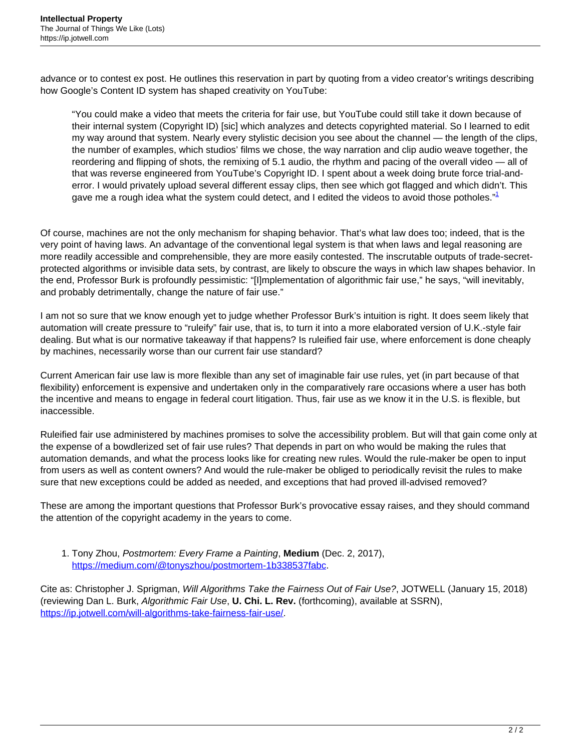advance or to contest ex post. He outlines this reservation in part by quoting from a video creator's writings describing how Google's Content ID system has shaped creativity on YouTube:

> "You could make a video that meets the criteria for fair use, but YouTube could still take it down because of their internal system (Copyright ID) [sic] which analyzes and detects copyrighted material. So I learned to edit my way around that system. Nearly every stylistic decision you see about the channel — the length of the clips, the number of examples, which studios' films we chose, the way narration and clip audio weave together, the reordering and flipping of shots, the remixing of 5.1 audio, the rhythm and pacing of the overall video — all of that was reverse engineered from YouTube's Copyright ID. I spent about a week doing brute force trial-and-error. I would privately upload several different essay clips, then see which got flagged and which didn't. This gave me a rough idea what the system could detect, and I edited the videos to avoid those potholes."[1]

Of course, machines are not the only mechanism for shaping behavior. That's what law does too; indeed, that is the very point of having laws. An advantage of the conventional legal system is that when laws and legal reasoning are more readily accessible and comprehensible, they are more easily contested. The inscrutable outputs of trade-secret-protected algorithms or invisible data sets, by contrast, are likely to obscure the ways in which law shapes behavior. In the end, Professor Burk is profoundly pessimistic: "[I]mplementation of algorithmic fair use," he says, "will inevitably, and probably detrimentally, change the nature of fair use."

I am not so sure that we know enough yet to judge whether Professor Burk's intuition is right. It does seem likely that automation will create pressure to "ruleify" fair use, that is, to turn it into a more elaborated version of U.K.-style fair dealing. But what is our normative takeaway if that happens? Is ruleified fair use, where enforcement is done cheaply by machines, necessarily worse than our current fair use standard?

Current American fair use law is more flexible than any set of imaginable fair use rules, yet (in part because of that flexibility) enforcement is expensive and undertaken only in the comparatively rare occasions where a user has both the incentive and means to engage in federal court litigation. Thus, fair use as we know it in the U.S. is flexible, but inaccessible.

Ruleified fair use administered by machines promises to solve the accessibility problem. But will that gain come only at the expense of a bowdlerized set of fair use rules? That depends in part on who would be making the rules that automation demands, and what the process looks like for creating new rules. Would the rule-maker be open to input from users as well as content owners? And would the rule-maker be obliged to periodically revisit the rules to make sure that new exceptions could be added as needed, and exceptions that had proved ill-advised removed?

These are among the important questions that Professor Burk's provocative essay raises, and they should command the attention of the copyright academy in the years to come.

1. Tony Zhou, *Postmortem: Every Frame a Painting*, **Medium** (Dec. 2, 2017), https://medium.com/@tonyszhou/postmortem-1b338537fabc.

Cite as: Christopher J. Sprigman, *Will Algorithms Take the Fairness Out of Fair Use?*, JOTWELL (January 15, 2018) (reviewing Dan L. Burk, *Algorithmic Fair Use*, **U. Chi. L. Rev.** (forthcoming), available at SSRN), https://ip.jotwell.com/will-algorithms-take-fairness-fair-use/.